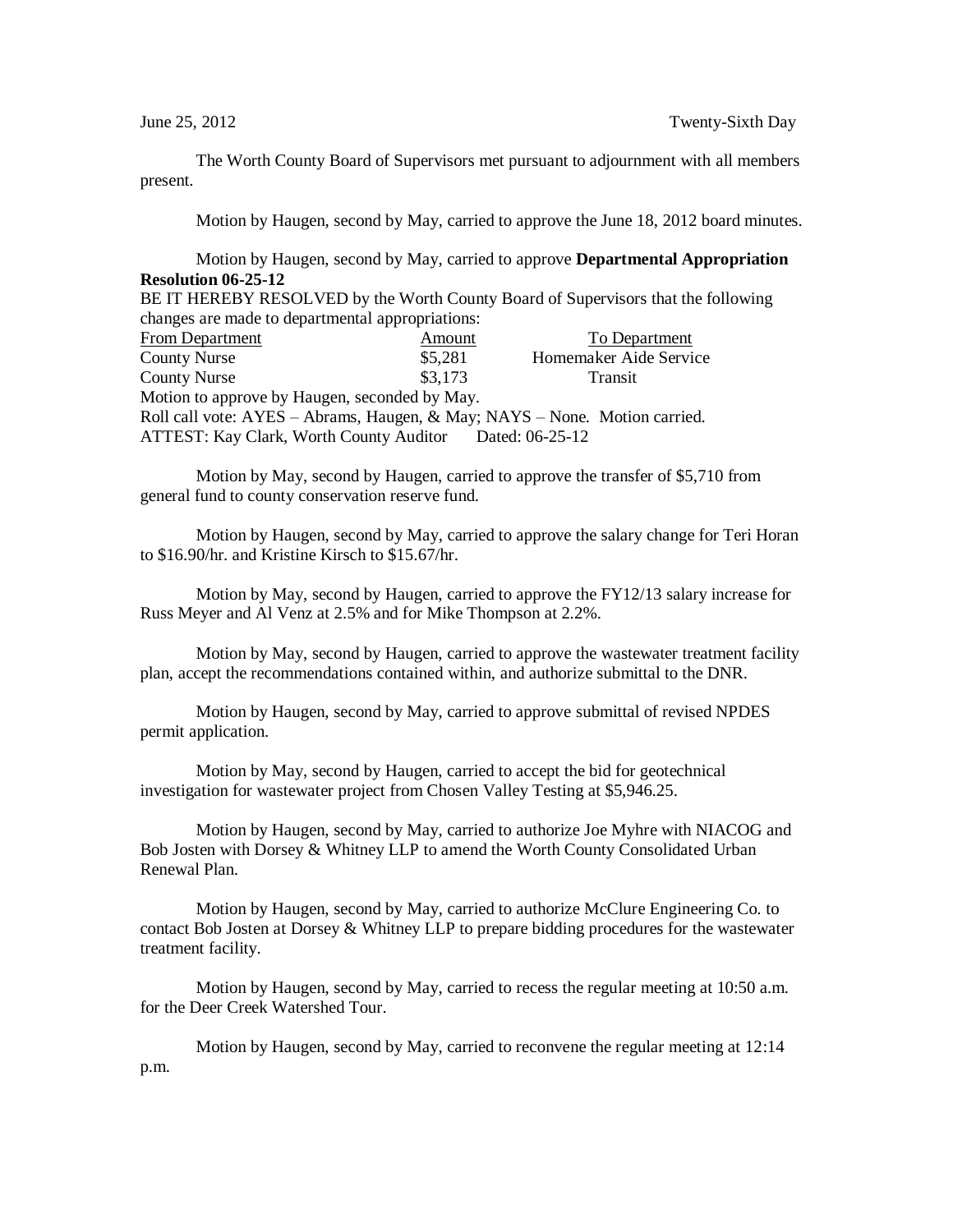June 25, 2012 Twenty-Sixth Day

The Worth County Board of Supervisors met pursuant to adjournment with all members present.

Motion by Haugen, second by May, carried to approve the June 18, 2012 board minutes.

Motion by Haugen, second by May, carried to approve **Departmental Appropriation Resolution 06-25-12**

BE IT HEREBY RESOLVED by the Worth County Board of Supervisors that the following changes are made to departmental appropriations:

| From Department | Amount | To Department |
|---|---|---|
| County Nurse | $5,281 | Homemaker Aide Service |
| County Nurse | $3,173 | Transit |

Motion to approve by Haugen, seconded by May.
Roll call vote: AYES – Abrams, Haugen, & May; NAYS – None. Motion carried.
ATTEST: Kay Clark, Worth County Auditor Dated: 06-25-12

Motion by May, second by Haugen, carried to approve the transfer of $5,710 from general fund to county conservation reserve fund.

Motion by Haugen, second by May, carried to approve the salary change for Teri Horan to $16.90/hr. and Kristine Kirsch to $15.67/hr.

Motion by May, second by Haugen, carried to approve the FY12/13 salary increase for Russ Meyer and Al Venz at 2.5% and for Mike Thompson at 2.2%.

Motion by May, second by Haugen, carried to approve the wastewater treatment facility plan, accept the recommendations contained within, and authorize submittal to the DNR.

Motion by Haugen, second by May, carried to approve submittal of revised NPDES permit application.

Motion by May, second by Haugen, carried to accept the bid for geotechnical investigation for wastewater project from Chosen Valley Testing at $5,946.25.

Motion by Haugen, second by May, carried to authorize Joe Myhre with NIACOG and Bob Josten with Dorsey & Whitney LLP to amend the Worth County Consolidated Urban Renewal Plan.

Motion by Haugen, second by May, carried to authorize McClure Engineering Co. to contact Bob Josten at Dorsey & Whitney LLP to prepare bidding procedures for the wastewater treatment facility.

Motion by Haugen, second by May, carried to recess the regular meeting at 10:50 a.m. for the Deer Creek Watershed Tour.

Motion by Haugen, second by May, carried to reconvene the regular meeting at 12:14 p.m.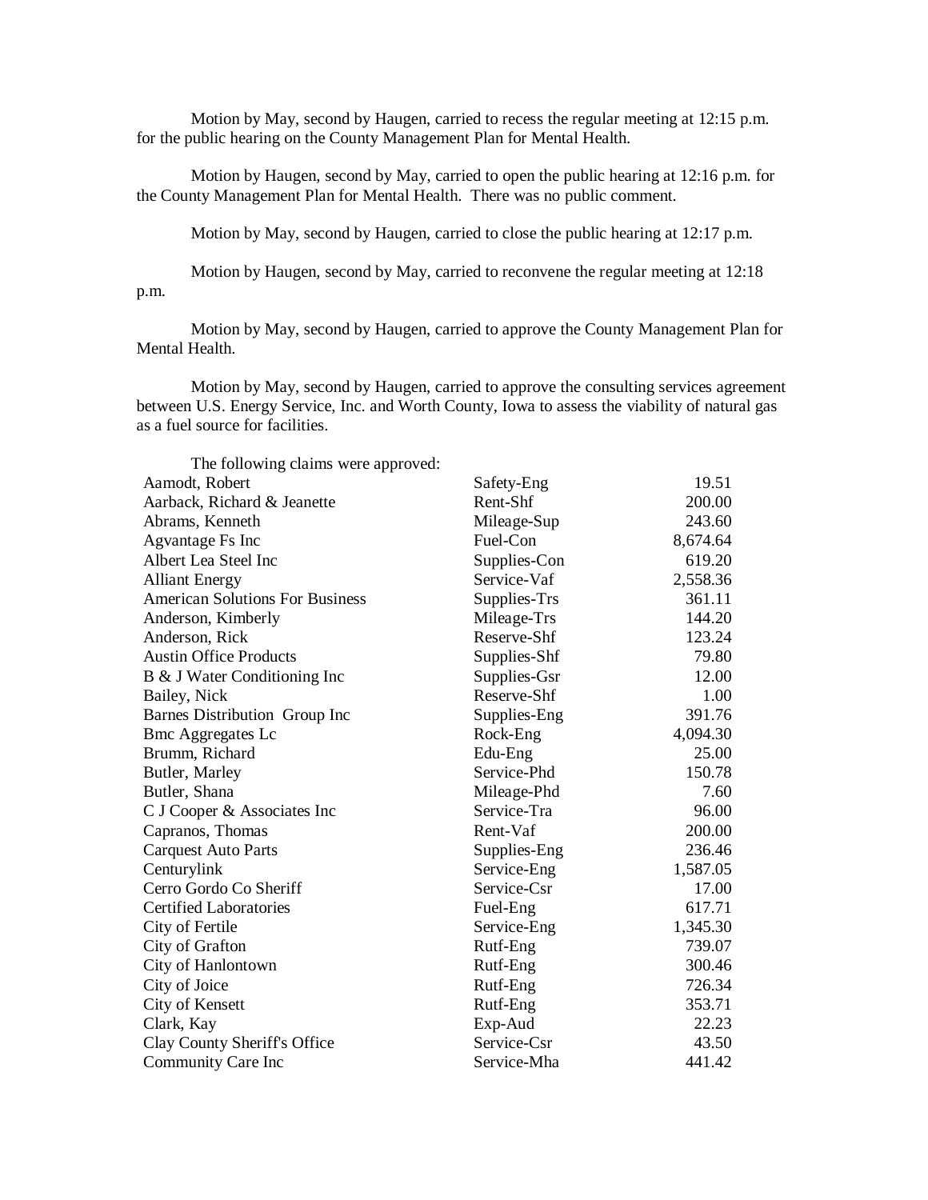Motion by May, second by Haugen, carried to recess the regular meeting at 12:15 p.m. for the public hearing on the County Management Plan for Mental Health.

Motion by Haugen, second by May, carried to open the public hearing at 12:16 p.m. for the County Management Plan for Mental Health. There was no public comment.

Motion by May, second by Haugen, carried to close the public hearing at 12:17 p.m.

Motion by Haugen, second by May, carried to reconvene the regular meeting at 12:18 p.m.

Motion by May, second by Haugen, carried to approve the County Management Plan for Mental Health.

Motion by May, second by Haugen, carried to approve the consulting services agreement between U.S. Energy Service, Inc. and Worth County, Iowa to assess the viability of natural gas as a fuel source for facilities.

The following claims were approved:

| | | |
|---|---|---|
| Aamodt, Robert | Safety-Eng | 19.51 |
| Aarback, Richard & Jeanette | Rent-Shf | 200.00 |
| Abrams, Kenneth | Mileage-Sup | 243.60 |
| Agvantage Fs Inc | Fuel-Con | 8,674.64 |
| Albert Lea Steel Inc | Supplies-Con | 619.20 |
| Alliant Energy | Service-Vaf | 2,558.36 |
| American Solutions For Business | Supplies-Trs | 361.11 |
| Anderson, Kimberly | Mileage-Trs | 144.20 |
| Anderson, Rick | Reserve-Shf | 123.24 |
| Austin Office Products | Supplies-Shf | 79.80 |
| B & J Water Conditioning Inc | Supplies-Gsr | 12.00 |
| Bailey, Nick | Reserve-Shf | 1.00 |
| Barnes Distribution Group Inc | Supplies-Eng | 391.76 |
| Bmc Aggregates Lc | Rock-Eng | 4,094.30 |
| Brumm, Richard | Edu-Eng | 25.00 |
| Butler, Marley | Service-Phd | 150.78 |
| Butler, Shana | Mileage-Phd | 7.60 |
| C J Cooper & Associates Inc | Service-Tra | 96.00 |
| Capranos, Thomas | Rent-Vaf | 200.00 |
| Carquest Auto Parts | Supplies-Eng | 236.46 |
| Centurylink | Service-Eng | 1,587.05 |
| Cerro Gordo Co Sheriff | Service-Csr | 17.00 |
| Certified Laboratories | Fuel-Eng | 617.71 |
| City of Fertile | Service-Eng | 1,345.30 |
| City of Grafton | Rutf-Eng | 739.07 |
| City of Hanlontown | Rutf-Eng | 300.46 |
| City of Joice | Rutf-Eng | 726.34 |
| City of Kensett | Rutf-Eng | 353.71 |
| Clark, Kay | Exp-Aud | 22.23 |
| Clay County Sheriff's Office | Service-Csr | 43.50 |
| Community Care Inc | Service-Mha | 441.42 |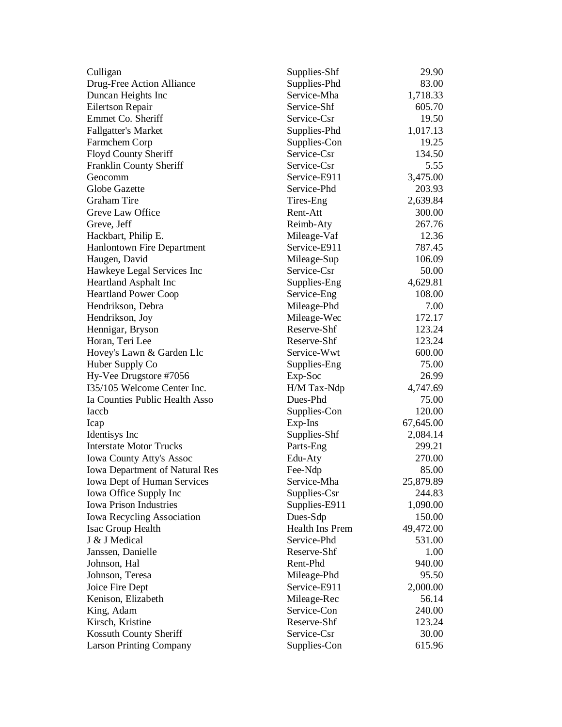| | | |
|---|---|---|
| Culligan | Supplies-Shf | 29.90 |
| Drug-Free Action Alliance | Supplies-Phd | 83.00 |
| Duncan Heights Inc | Service-Mha | 1,718.33 |
| Eilertson Repair | Service-Shf | 605.70 |
| Emmet Co. Sheriff | Service-Csr | 19.50 |
| Fallgatter's Market | Supplies-Phd | 1,017.13 |
| Farmchem Corp | Supplies-Con | 19.25 |
| Floyd County Sheriff | Service-Csr | 134.50 |
| Franklin County Sheriff | Service-Csr | 5.55 |
| Geocomm | Service-E911 | 3,475.00 |
| Globe Gazette | Service-Phd | 203.93 |
| Graham Tire | Tires-Eng | 2,639.84 |
| Greve Law Office | Rent-Att | 300.00 |
| Greve, Jeff | Reimb-Aty | 267.76 |
| Hackbart, Philip E. | Mileage-Vaf | 12.36 |
| Hanlontown Fire Department | Service-E911 | 787.45 |
| Haugen, David | Mileage-Sup | 106.09 |
| Hawkeye Legal Services Inc | Service-Csr | 50.00 |
| Heartland Asphalt Inc | Supplies-Eng | 4,629.81 |
| Heartland Power Coop | Service-Eng | 108.00 |
| Hendrikson, Debra | Mileage-Phd | 7.00 |
| Hendrikson, Joy | Mileage-Wec | 172.17 |
| Hennigar, Bryson | Reserve-Shf | 123.24 |
| Horan, Teri Lee | Reserve-Shf | 123.24 |
| Hovey's Lawn & Garden Llc | Service-Wwt | 600.00 |
| Huber Supply Co | Supplies-Eng | 75.00 |
| Hy-Vee Drugstore #7056 | Exp-Soc | 26.99 |
| I35/105 Welcome Center Inc. | H/M Tax-Ndp | 4,747.69 |
| Ia Counties Public Health Asso | Dues-Phd | 75.00 |
| Iaccb | Supplies-Con | 120.00 |
| Icap | Exp-Ins | 67,645.00 |
| Identisys Inc | Supplies-Shf | 2,084.14 |
| Interstate Motor Trucks | Parts-Eng | 299.21 |
| Iowa County Atty's Assoc | Edu-Aty | 270.00 |
| Iowa Department of Natural Res | Fee-Ndp | 85.00 |
| Iowa Dept of Human Services | Service-Mha | 25,879.89 |
| Iowa Office Supply Inc | Supplies-Csr | 244.83 |
| Iowa Prison Industries | Supplies-E911 | 1,090.00 |
| Iowa Recycling Association | Dues-Sdp | 150.00 |
| Isac Group Health | Health Ins Prem | 49,472.00 |
| J & J Medical | Service-Phd | 531.00 |
| Janssen, Danielle | Reserve-Shf | 1.00 |
| Johnson, Hal | Rent-Phd | 940.00 |
| Johnson, Teresa | Mileage-Phd | 95.50 |
| Joice Fire Dept | Service-E911 | 2,000.00 |
| Kenison, Elizabeth | Mileage-Rec | 56.14 |
| King, Adam | Service-Con | 240.00 |
| Kirsch, Kristine | Reserve-Shf | 123.24 |
| Kossuth County Sheriff | Service-Csr | 30.00 |
| Larson Printing Company | Supplies-Con | 615.96 |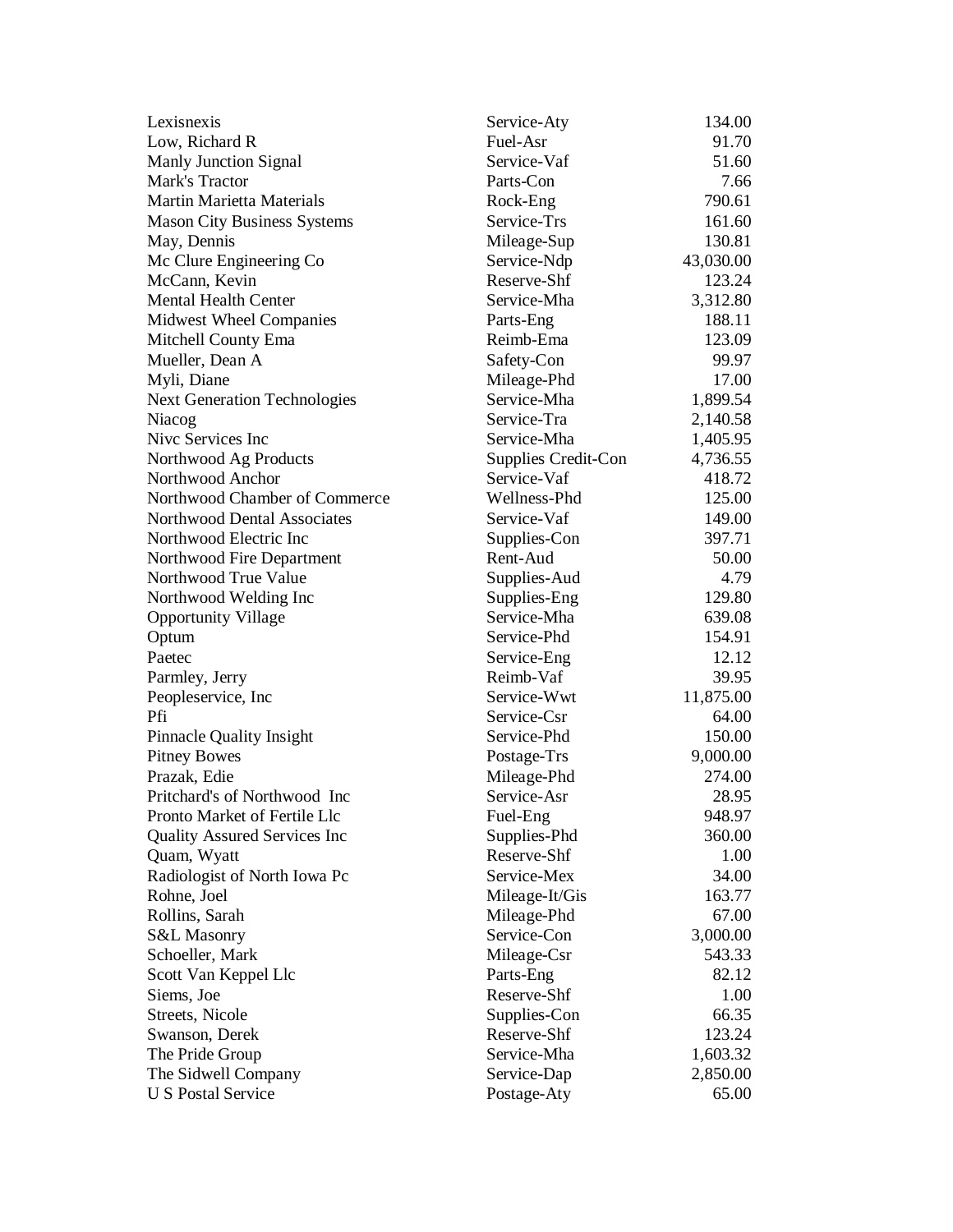| | | |
|---|---|---|
| Lexisnexis | Service-Aty | 134.00 |
| Low, Richard R | Fuel-Asr | 91.70 |
| Manly Junction Signal | Service-Vaf | 51.60 |
| Mark's Tractor | Parts-Con | 7.66 |
| Martin Marietta Materials | Rock-Eng | 790.61 |
| Mason City Business Systems | Service-Trs | 161.60 |
| May, Dennis | Mileage-Sup | 130.81 |
| Mc Clure Engineering Co | Service-Ndp | 43,030.00 |
| McCann, Kevin | Reserve-Shf | 123.24 |
| Mental Health Center | Service-Mha | 3,312.80 |
| Midwest Wheel Companies | Parts-Eng | 188.11 |
| Mitchell County Ema | Reimb-Ema | 123.09 |
| Mueller, Dean A | Safety-Con | 99.97 |
| Myli, Diane | Mileage-Phd | 17.00 |
| Next Generation Technologies | Service-Mha | 1,899.54 |
| Niacog | Service-Tra | 2,140.58 |
| Nivc Services Inc | Service-Mha | 1,405.95 |
| Northwood Ag Products | Supplies Credit-Con | 4,736.55 |
| Northwood Anchor | Service-Vaf | 418.72 |
| Northwood Chamber of Commerce | Wellness-Phd | 125.00 |
| Northwood Dental Associates | Service-Vaf | 149.00 |
| Northwood Electric Inc | Supplies-Con | 397.71 |
| Northwood Fire Department | Rent-Aud | 50.00 |
| Northwood True Value | Supplies-Aud | 4.79 |
| Northwood Welding Inc | Supplies-Eng | 129.80 |
| Opportunity Village | Service-Mha | 639.08 |
| Optum | Service-Phd | 154.91 |
| Paetec | Service-Eng | 12.12 |
| Parmley, Jerry | Reimb-Vaf | 39.95 |
| Peopleservice, Inc | Service-Wwt | 11,875.00 |
| Pfi | Service-Csr | 64.00 |
| Pinnacle Quality Insight | Service-Phd | 150.00 |
| Pitney Bowes | Postage-Trs | 9,000.00 |
| Prazak, Edie | Mileage-Phd | 274.00 |
| Pritchard's of Northwood Inc | Service-Asr | 28.95 |
| Pronto Market of Fertile Llc | Fuel-Eng | 948.97 |
| Quality Assured Services Inc | Supplies-Phd | 360.00 |
| Quam, Wyatt | Reserve-Shf | 1.00 |
| Radiologist of North Iowa Pc | Service-Mex | 34.00 |
| Rohne, Joel | Mileage-It/Gis | 163.77 |
| Rollins, Sarah | Mileage-Phd | 67.00 |
| S&L Masonry | Service-Con | 3,000.00 |
| Schoeller, Mark | Mileage-Csr | 543.33 |
| Scott Van Keppel Llc | Parts-Eng | 82.12 |
| Siems, Joe | Reserve-Shf | 1.00 |
| Streets, Nicole | Supplies-Con | 66.35 |
| Swanson, Derek | Reserve-Shf | 123.24 |
| The Pride Group | Service-Mha | 1,603.32 |
| The Sidwell Company | Service-Dap | 2,850.00 |
| U S Postal Service | Postage-Aty | 65.00 |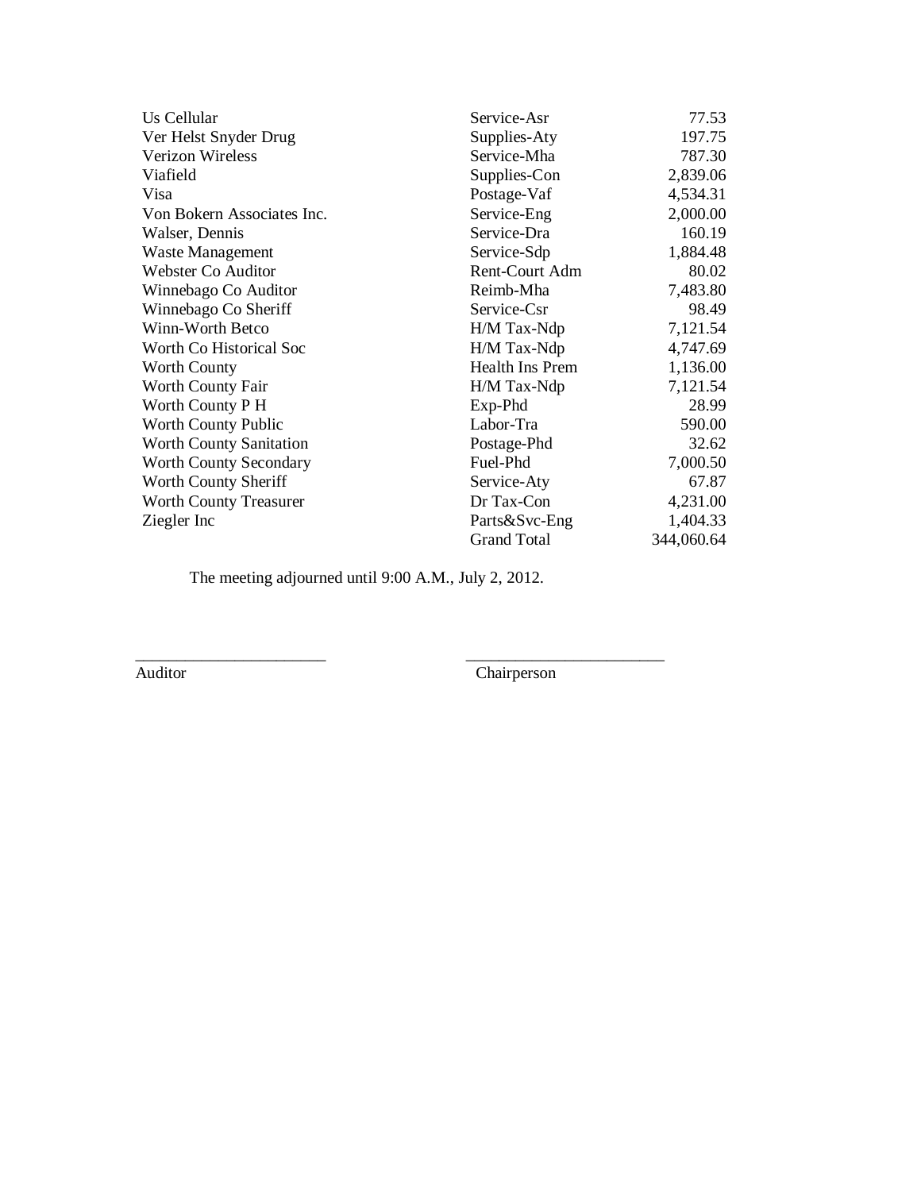| | | |
|---|---|---|
| Us Cellular | Service-Asr | 77.53 |
| Ver Helst Snyder Drug | Supplies-Aty | 197.75 |
| Verizon Wireless | Service-Mha | 787.30 |
| Viafield | Supplies-Con | 2,839.06 |
| Visa | Postage-Vaf | 4,534.31 |
| Von Bokern Associates Inc. | Service-Eng | 2,000.00 |
| Walser, Dennis | Service-Dra | 160.19 |
| Waste Management | Service-Sdp | 1,884.48 |
| Webster Co Auditor | Rent-Court Adm | 80.02 |
| Winnebago Co Auditor | Reimb-Mha | 7,483.80 |
| Winnebago Co Sheriff | Service-Csr | 98.49 |
| Winn-Worth Betco | H/M Tax-Ndp | 7,121.54 |
| Worth Co Historical Soc | H/M Tax-Ndp | 4,747.69 |
| Worth County | Health Ins Prem | 1,136.00 |
| Worth County Fair | H/M Tax-Ndp | 7,121.54 |
| Worth County P H | Exp-Phd | 28.99 |
| Worth County Public | Labor-Tra | 590.00 |
| Worth County Sanitation | Postage-Phd | 32.62 |
| Worth County Secondary | Fuel-Phd | 7,000.50 |
| Worth County Sheriff | Service-Aty | 67.87 |
| Worth County Treasurer | Dr Tax-Con | 4,231.00 |
| Ziegler Inc | Parts&Svc-Eng | 1,404.33 |
| | Grand Total | 344,060.64 |

The meeting adjourned until 9:00 A.M., July 2, 2012.

________________________ ________________________

Auditor Chairperson